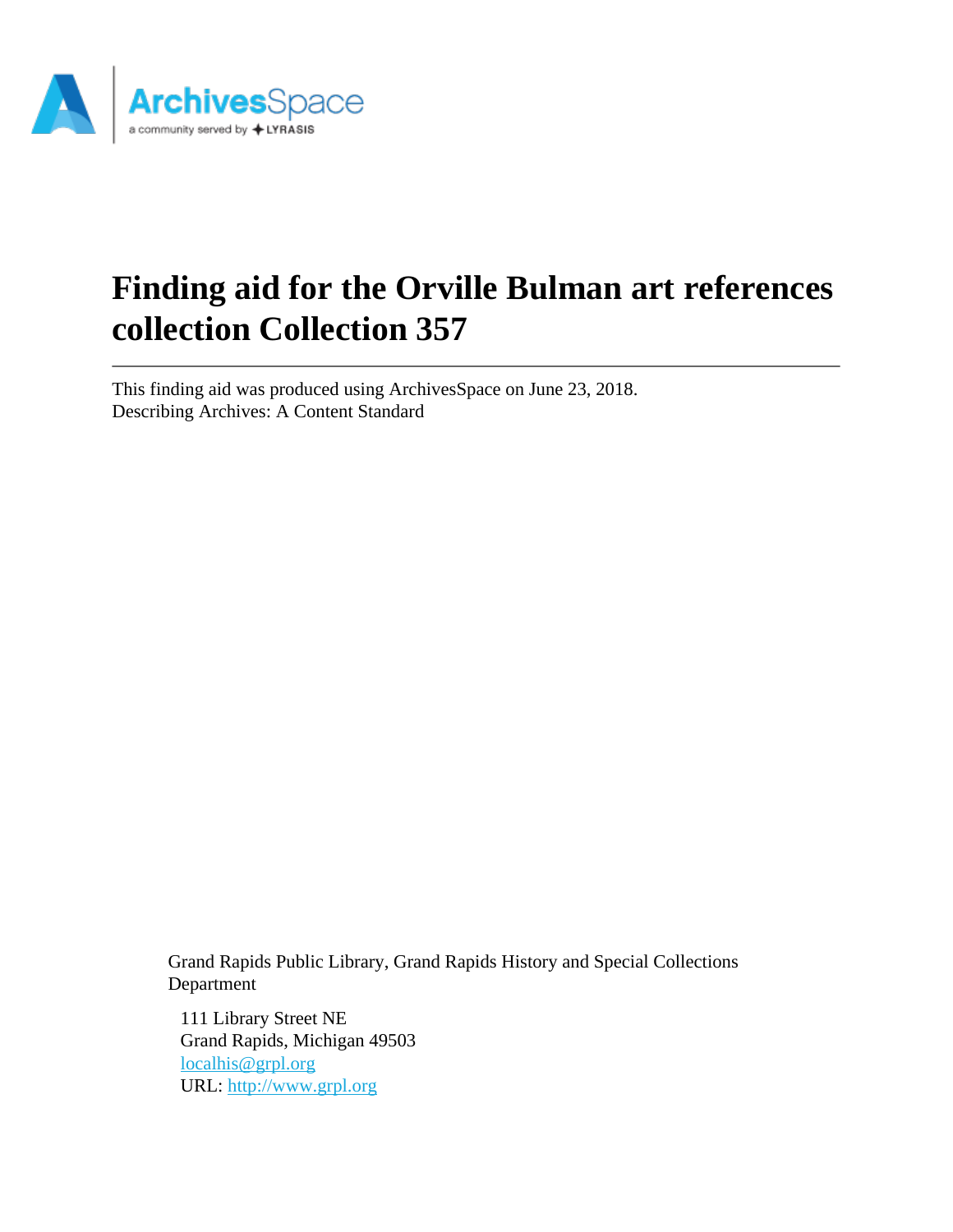# Finding aid for the Orville Bulman art references collection Collection 357

This finding aid was produced using ArchivesSpace on June 23, 2018.
Describing Archives: A Content Standard

Grand Rapids Public Library, Grand Rapids History and Special Collections Department

111 Library Street NE
Grand Rapids, Michigan 49503
localhis@grpl.org
URL: http://www.grpl.org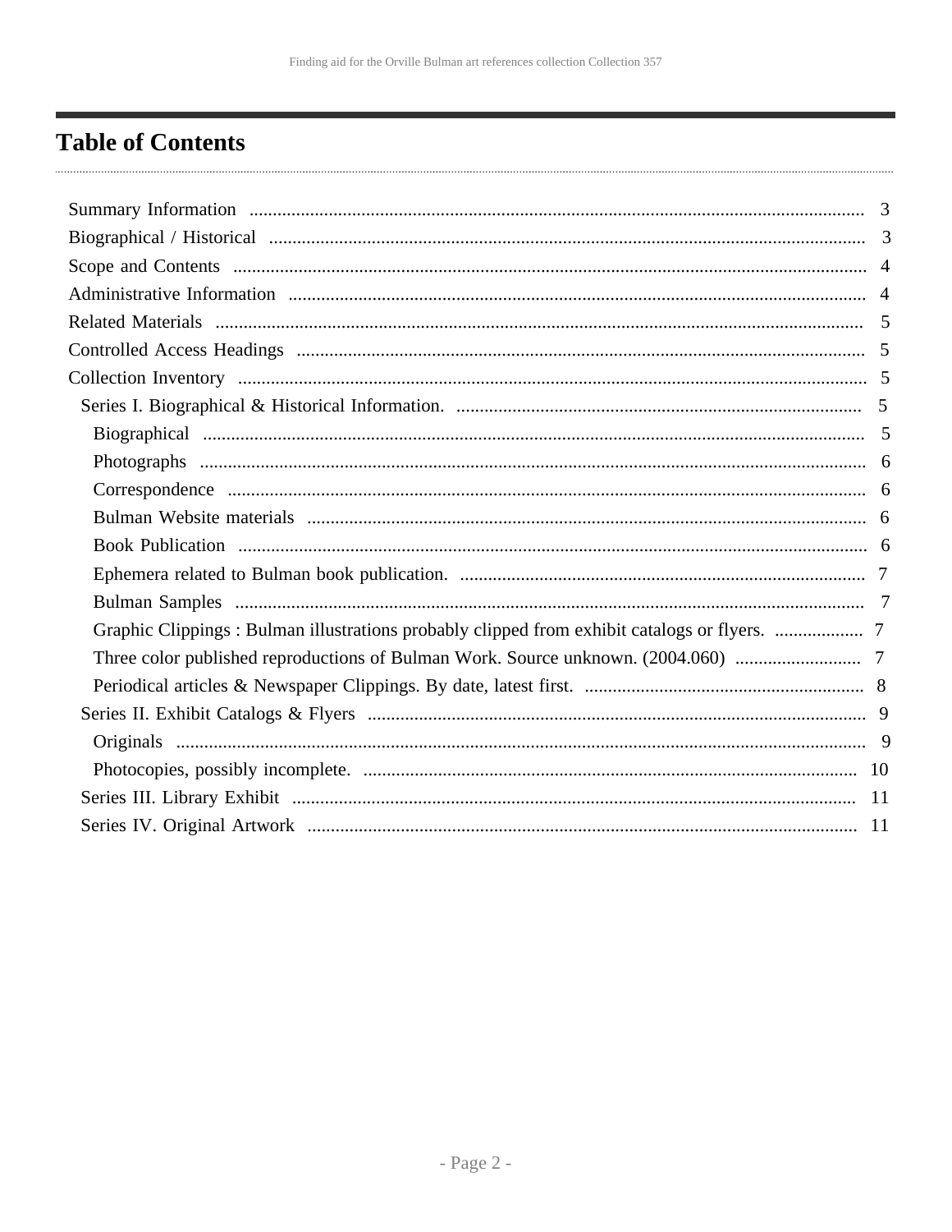# Table of Contents

- Summary Information ... 3
- Biographical / Historical ... 3
- Scope and Contents ... 4
- Administrative Information ... 4
- Related Materials ... 5
- Controlled Access Headings ... 5
- Collection Inventory ... 5
  - Series I. Biographical & Historical Information. ... 5
    - Biographical ... 5
    - Photographs ... 6
    - Correspondence ... 6
    - Bulman Website materials ... 6
    - Book Publication ... 6
    - Ephemera related to Bulman book publication. ... 7
    - Bulman Samples ... 7
    - Graphic Clippings : Bulman illustrations probably clipped from exhibit catalogs or flyers. ... 7
    - Three color published reproductions of Bulman Work. Source unknown. (2004.060) ... 7
    - Periodical articles & Newspaper Clippings. By date, latest first. ... 8
  - Series II. Exhibit Catalogs & Flyers ... 9
    - Originals ... 9
    - Photocopies, possibly incomplete. ... 10
  - Series III. Library Exhibit ... 11
  - Series IV. Original Artwork ... 11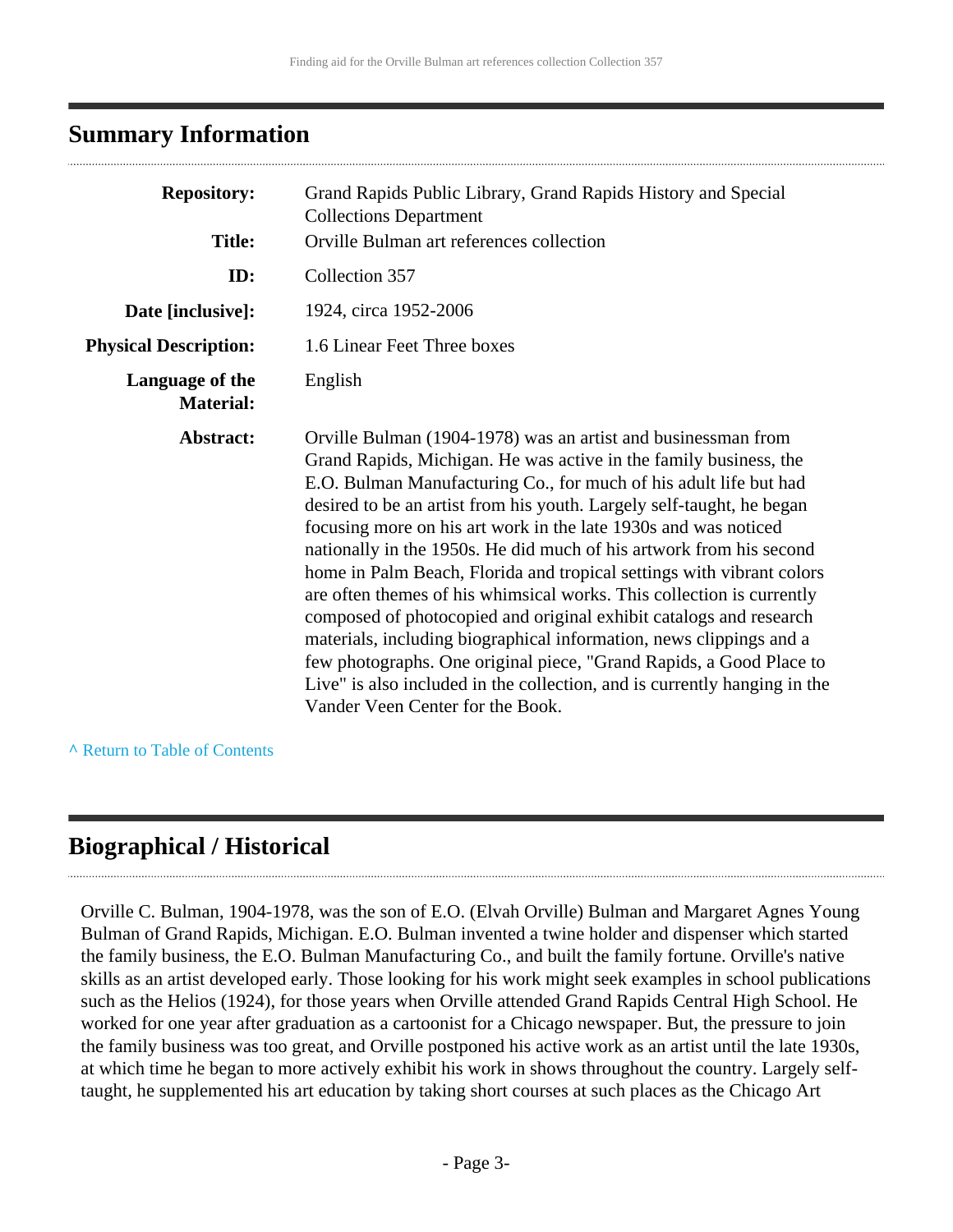## Summary Information

| | |
|---|---|
| **Repository:** | Grand Rapids Public Library, Grand Rapids History and Special Collections Department |
| **Title:** | Orville Bulman art references collection |
| **ID:** | Collection 357 |
| **Date [inclusive]:** | 1924, circa 1952-2006 |
| **Physical Description:** | 1.6 Linear Feet Three boxes |
| **Language of the Material:** | English |
| **Abstract:** | Orville Bulman (1904-1978) was an artist and businessman from Grand Rapids, Michigan. He was active in the family business, the E.O. Bulman Manufacturing Co., for much of his adult life but had desired to be an artist from his youth. Largely self-taught, he began focusing more on his art work in the late 1930s and was noticed nationally in the 1950s. He did much of his artwork from his second home in Palm Beach, Florida and tropical settings with vibrant colors are often themes of his whimsical works. This collection is currently composed of photocopied and original exhibit catalogs and research materials, including biographical information, news clippings and a few photographs. One original piece, "Grand Rapids, a Good Place to Live" is also included in the collection, and is currently hanging in the Vander Veen Center for the Book. |

^ Return to Table of Contents

## Biographical / Historical

Orville C. Bulman, 1904-1978, was the son of E.O. (Elvah Orville) Bulman and Margaret Agnes Young Bulman of Grand Rapids, Michigan. E.O. Bulman invented a twine holder and dispenser which started the family business, the E.O. Bulman Manufacturing Co., and built the family fortune. Orville's native skills as an artist developed early. Those looking for his work might seek examples in school publications such as the Helios (1924), for those years when Orville attended Grand Rapids Central High School. He worked for one year after graduation as a cartoonist for a Chicago newspaper. But, the pressure to join the family business was too great, and Orville postponed his active work as an artist until the late 1930s, at which time he began to more actively exhibit his work in shows throughout the country. Largely self-taught, he supplemented his art education by taking short courses at such places as the Chicago Art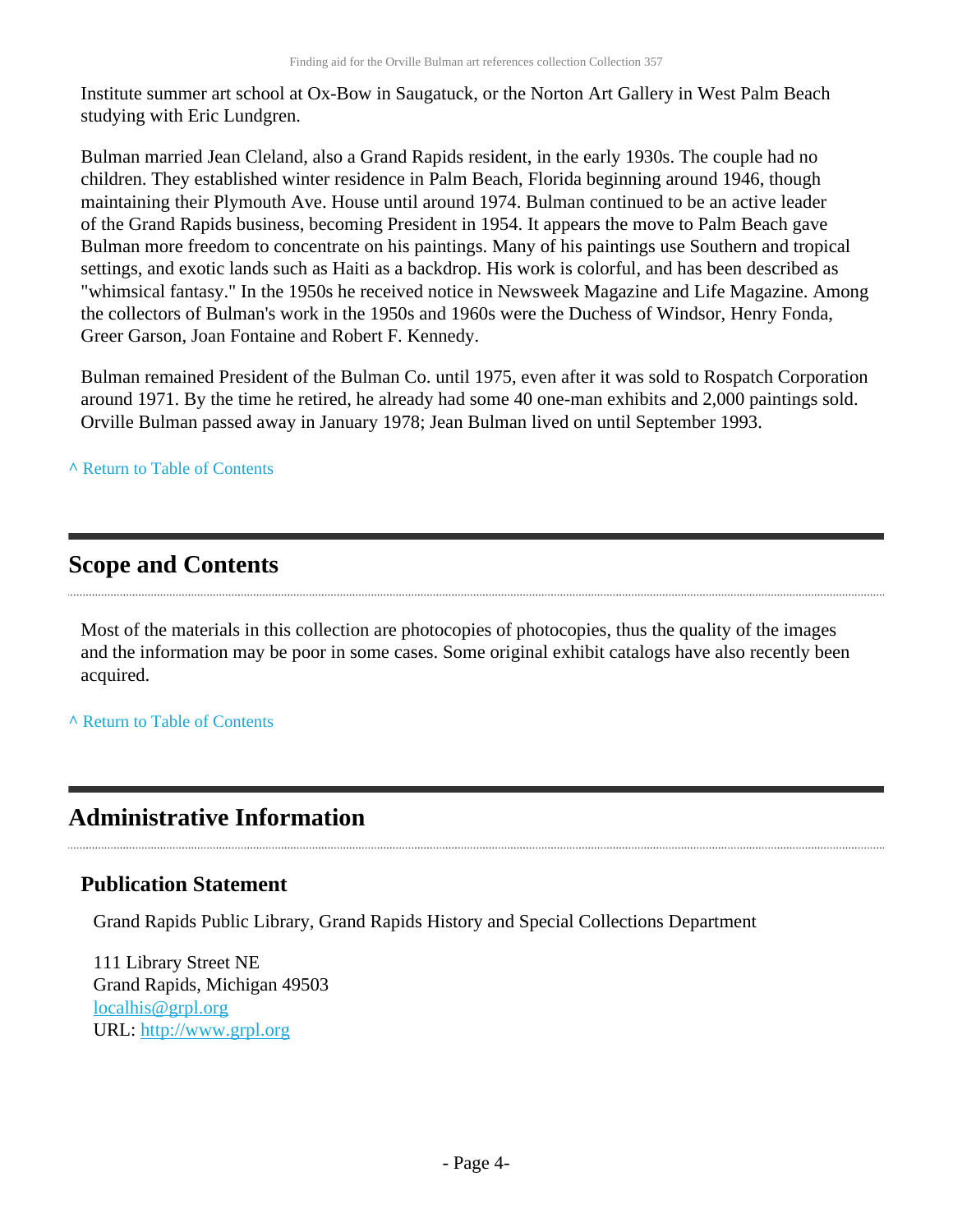Institute summer art school at Ox-Bow in Saugatuck, or the Norton Art Gallery in West Palm Beach studying with Eric Lundgren.

Bulman married Jean Cleland, also a Grand Rapids resident, in the early 1930s. The couple had no children. They established winter residence in Palm Beach, Florida beginning around 1946, though maintaining their Plymouth Ave. House until around 1974. Bulman continued to be an active leader of the Grand Rapids business, becoming President in 1954. It appears the move to Palm Beach gave Bulman more freedom to concentrate on his paintings. Many of his paintings use Southern and tropical settings, and exotic lands such as Haiti as a backdrop. His work is colorful, and has been described as "whimsical fantasy." In the 1950s he received notice in Newsweek Magazine and Life Magazine. Among the collectors of Bulman's work in the 1950s and 1960s were the Duchess of Windsor, Henry Fonda, Greer Garson, Joan Fontaine and Robert F. Kennedy.

Bulman remained President of the Bulman Co. until 1975, even after it was sold to Rospatch Corporation around 1971. By the time he retired, he already had some 40 one-man exhibits and 2,000 paintings sold. Orville Bulman passed away in January 1978; Jean Bulman lived on until September 1993.

^ Return to Table of Contents

## Scope and Contents

Most of the materials in this collection are photocopies of photocopies, thus the quality of the images and the information may be poor in some cases. Some original exhibit catalogs have also recently been acquired.

^ Return to Table of Contents

## Administrative Information

### Publication Statement

Grand Rapids Public Library, Grand Rapids History and Special Collections Department

111 Library Street NE
Grand Rapids, Michigan 49503
localhis@grpl.org
URL: http://www.grpl.org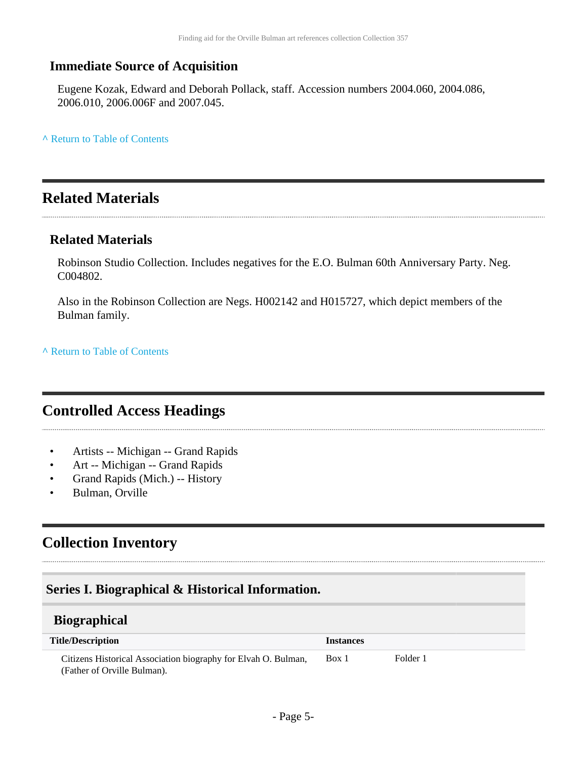### Immediate Source of Acquisition

Eugene Kozak, Edward and Deborah Pollack, staff. Accession numbers 2004.060, 2004.086, 2006.010, 2006.006F and 2007.045.

^ Return to Table of Contents

## Related Materials

### Related Materials

Robinson Studio Collection. Includes negatives for the E.O. Bulman 60th Anniversary Party. Neg. C004802.

Also in the Robinson Collection are Negs. H002142 and H015727, which depict members of the Bulman family.

^ Return to Table of Contents

## Controlled Access Headings

- Artists -- Michigan -- Grand Rapids
- Art -- Michigan -- Grand Rapids
- Grand Rapids (Mich.) -- History
- Bulman, Orville

## Collection Inventory

### Series I. Biographical & Historical Information.

#### Biographical

| Title/Description | Instances | |
|---|---|---|
| Citizens Historical Association biography for Elvah O. Bulman, (Father of Orville Bulman). | Box 1 | Folder 1 |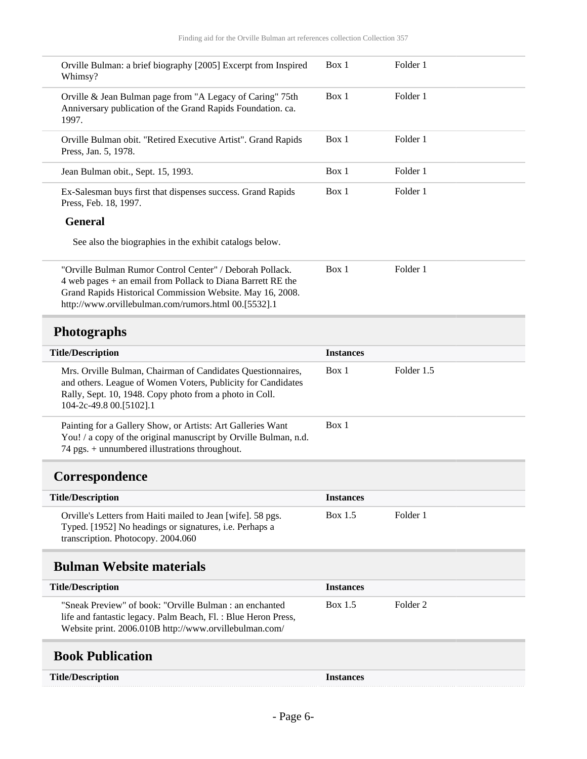| | | |
|---|---|---|
| Orville Bulman: a brief biography [2005] Excerpt from Inspired Whimsy? | Box 1 | Folder 1 |
| Orville & Jean Bulman page from "A Legacy of Caring" 75th Anniversary publication of the Grand Rapids Foundation. ca. 1997. | Box 1 | Folder 1 |
| Orville Bulman obit. "Retired Executive Artist". Grand Rapids Press, Jan. 5, 1978. | Box 1 | Folder 1 |
| Jean Bulman obit., Sept. 15, 1993. | Box 1 | Folder 1 |
| Ex-Salesman buys first that dispenses success. Grand Rapids Press, Feb. 18, 1997. | Box 1 | Folder 1 |

**General**

See also the biographies in the exhibit catalogs below.

| | | |
|---|---|---|
| "Orville Bulman Rumor Control Center" / Deborah Pollack. 4 web pages + an email from Pollack to Diana Barrett RE the Grand Rapids Historical Commission Website. May 16, 2008. http://www.orvillebulman.com/rumors.html 00.[5532].1 | Box 1 | Folder 1 |

## Photographs

| Title/Description | Instances | |
|---|---|---|
| Mrs. Orville Bulman, Chairman of Candidates Questionnaires, and others. League of Women Voters, Publicity for Candidates Rally, Sept. 10, 1948. Copy photo from a photo in Coll. 104-2c-49.8 00.[5102].1 | Box 1 | Folder 1.5 |
| Painting for a Gallery Show, or Artists: Art Galleries Want You! / a copy of the original manuscript by Orville Bulman, n.d. 74 pgs. + unnumbered illustrations throughout. | Box 1 | |

## Correspondence

| Title/Description | Instances | |
|---|---|---|
| Orville's Letters from Haiti mailed to Jean [wife]. 58 pgs. Typed. [1952] No headings or signatures, i.e. Perhaps a transcription. Photocopy. 2004.060 | Box 1.5 | Folder 1 |

## Bulman Website materials

| Title/Description | Instances | |
|---|---|---|
| "Sneak Preview" of book: "Orville Bulman : an enchanted life and fantastic legacy. Palm Beach, Fl. : Blue Heron Press, Website print. 2006.010B http://www.orvillebulman.com/ | Box 1.5 | Folder 2 |

## Book Publication

| Title/Description | Instances |
|---|---|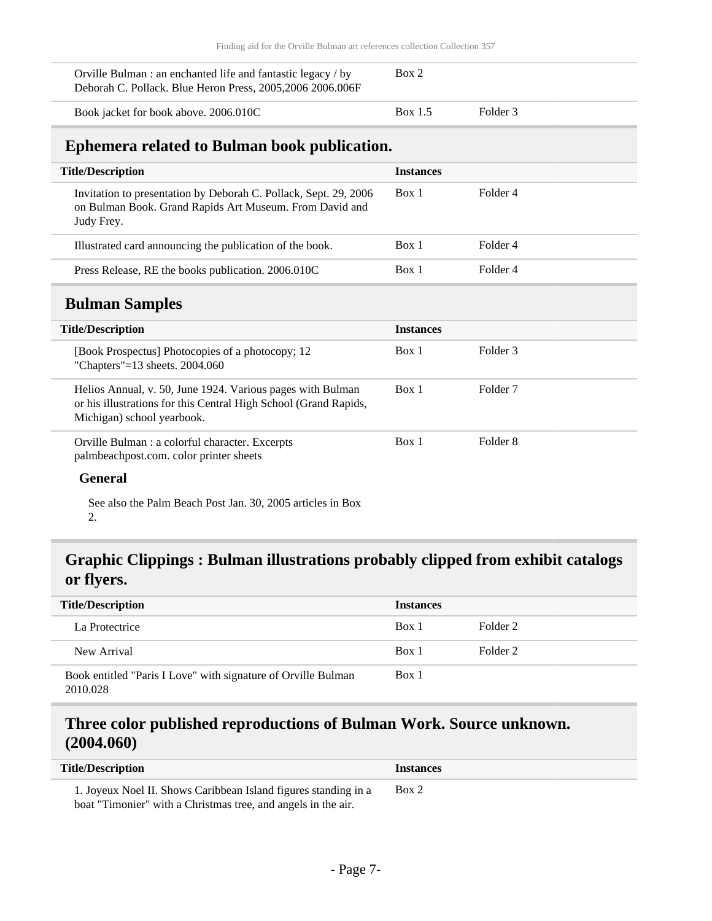| | | |
|---|---|---|
| Orville Bulman : an enchanted life and fantastic legacy / by Deborah C. Pollack. Blue Heron Press, 2005,2006 2006.006F | Box 2 | |
| Book jacket for book above. 2006.010C | Box 1.5 | Folder 3 |

## Ephemera related to Bulman book publication.

| Title/Description | Instances | |
|---|---|---|
| Invitation to presentation by Deborah C. Pollack, Sept. 29, 2006 on Bulman Book. Grand Rapids Art Museum. From David and Judy Frey. | Box 1 | Folder 4 |
| Illustrated card announcing the publication of the book. | Box 1 | Folder 4 |
| Press Release, RE the books publication. 2006.010C | Box 1 | Folder 4 |

## Bulman Samples

| Title/Description | Instances | |
|---|---|---|
| [Book Prospectus] Photocopies of a photocopy; 12 "Chapters"=13 sheets. 2004.060 | Box 1 | Folder 3 |
| Helios Annual, v. 50, June 1924. Various pages with Bulman or his illustrations for this Central High School (Grand Rapids, Michigan) school yearbook. | Box 1 | Folder 7 |
| Orville Bulman : a colorful character. Excerpts palmbeachpost.com. color printer sheets | Box 1 | Folder 8 |

### General

See also the Palm Beach Post Jan. 30, 2005 articles in Box 2.

## Graphic Clippings : Bulman illustrations probably clipped from exhibit catalogs or flyers.

| Title/Description | Instances | |
|---|---|---|
| La Protectrice | Box 1 | Folder 2 |
| New Arrival | Box 1 | Folder 2 |

| | | |
|---|---|---|
| Book entitled "Paris I Love" with signature of Orville Bulman 2010.028 | Box 1 | |

## Three color published reproductions of Bulman Work. Source unknown. (2004.060)

| Title/Description | Instances |
|---|---|
| 1. Joyeux Noel II. Shows Caribbean Island figures standing in a boat "Timonier" with a Christmas tree, and angels in the air. | Box 2 |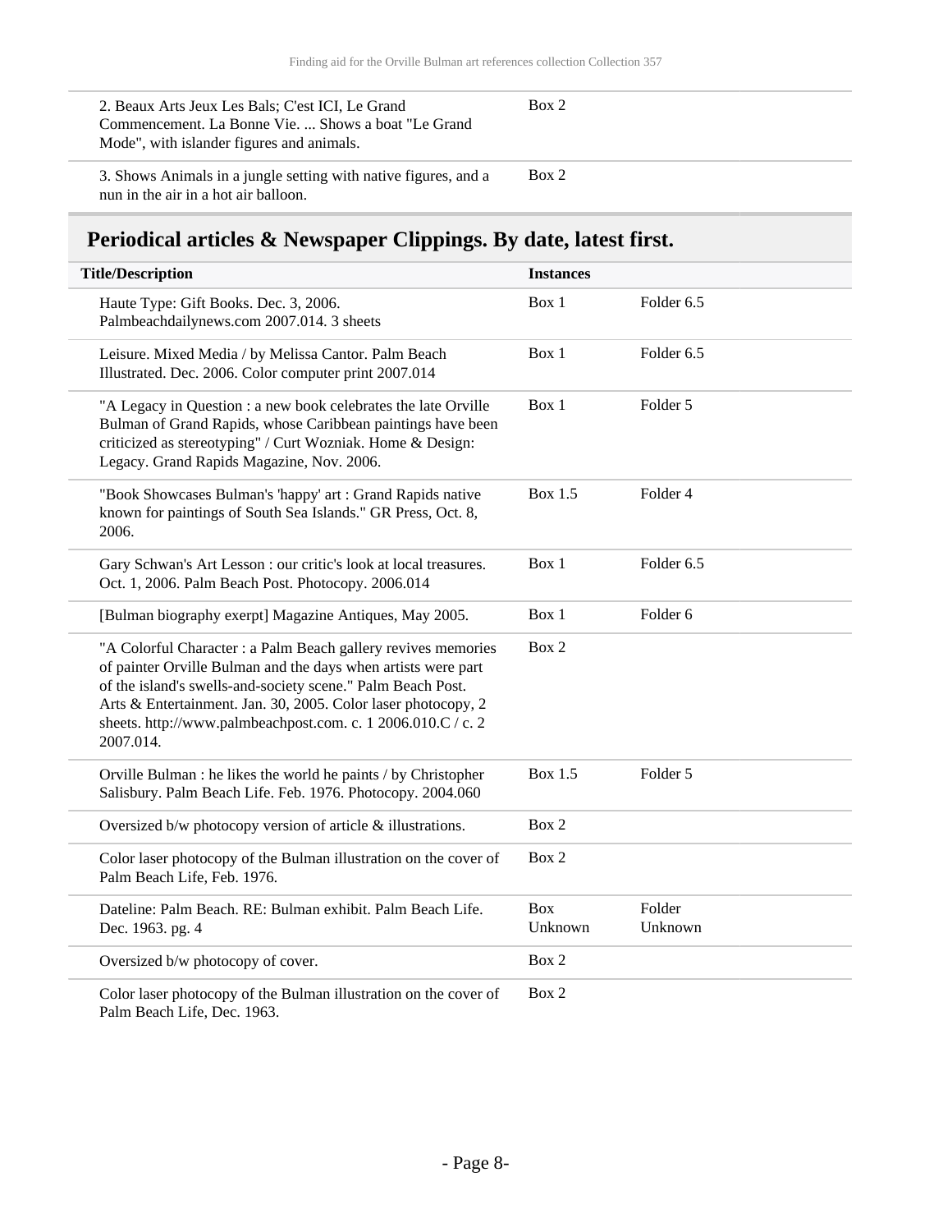| | | |
|---|---|---|
| 2. Beaux Arts Jeux Les Bals; C'est ICI, Le Grand Commencement. La Bonne Vie. ... Shows a boat "Le Grand Mode", with islander figures and animals. | Box 2 | |
| 3. Shows Animals in a jungle setting with native figures, and a nun in the air in a hot air balloon. | Box 2 | |

## Periodical articles & Newspaper Clippings. By date, latest first.

| Title/Description | Instances | |
|---|---|---|
| Haute Type: Gift Books. Dec. 3, 2006. Palmbeachdailynews.com 2007.014. 3 sheets | Box 1 | Folder 6.5 |
| Leisure. Mixed Media / by Melissa Cantor. Palm Beach Illustrated. Dec. 2006. Color computer print 2007.014 | Box 1 | Folder 6.5 |
| "A Legacy in Question : a new book celebrates the late Orville Bulman of Grand Rapids, whose Caribbean paintings have been criticized as stereotyping" / Curt Wozniak. Home & Design: Legacy. Grand Rapids Magazine, Nov. 2006. | Box 1 | Folder 5 |
| "Book Showcases Bulman's 'happy' art : Grand Rapids native known for paintings of South Sea Islands." GR Press, Oct. 8, 2006. | Box 1.5 | Folder 4 |
| Gary Schwan's Art Lesson : our critic's look at local treasures. Oct. 1, 2006. Palm Beach Post. Photocopy. 2006.014 | Box 1 | Folder 6.5 |
| [Bulman biography exerpt] Magazine Antiques, May 2005. | Box 1 | Folder 6 |
| "A Colorful Character : a Palm Beach gallery revives memories of painter Orville Bulman and the days when artists were part of the island's swells-and-society scene." Palm Beach Post. Arts & Entertainment. Jan. 30, 2005. Color laser photocopy, 2 sheets. http://www.palmbeachpost.com. c. 1 2006.010.C / c. 2 2007.014. | Box 2 | |
| Orville Bulman : he likes the world he paints / by Christopher Salisbury. Palm Beach Life. Feb. 1976. Photocopy. 2004.060 | Box 1.5 | Folder 5 |
| Oversized b/w photocopy version of article & illustrations. | Box 2 | |
| Color laser photocopy of the Bulman illustration on the cover of Palm Beach Life, Feb. 1976. | Box 2 | |
| Dateline: Palm Beach. RE: Bulman exhibit. Palm Beach Life. Dec. 1963. pg. 4 | Box Unknown | Folder Unknown |
| Oversized b/w photocopy of cover. | Box 2 | |
| Color laser photocopy of the Bulman illustration on the cover of Palm Beach Life, Dec. 1963. | Box 2 | |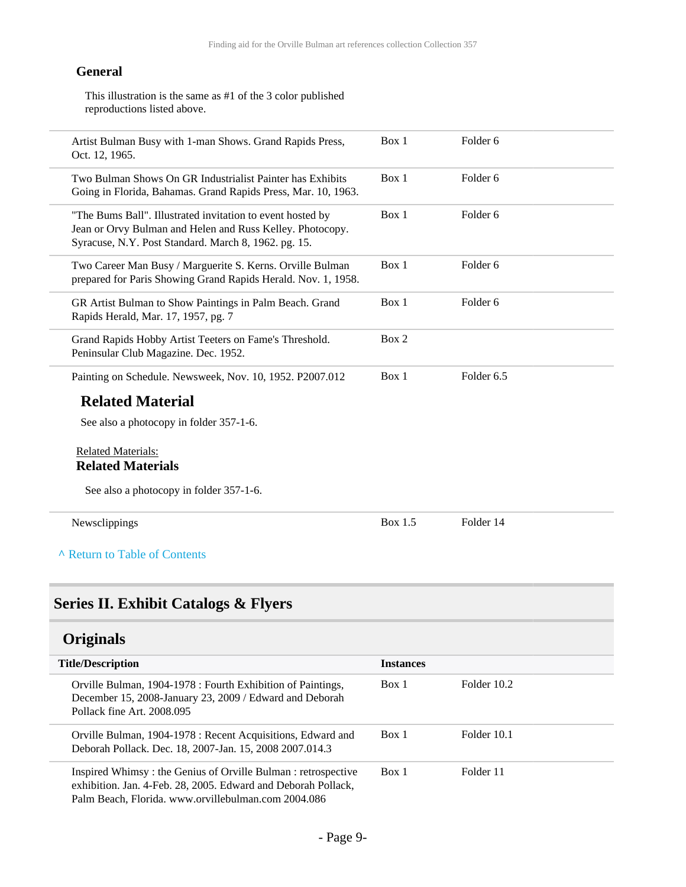#### General

This illustration is the same as #1 of the 3 color published reproductions listed above.

| | | |
|---|---|---|
| Artist Bulman Busy with 1-man Shows. Grand Rapids Press, Oct. 12, 1965. | Box 1 | Folder 6 |
| Two Bulman Shows On GR Industrialist Painter has Exhibits Going in Florida, Bahamas. Grand Rapids Press, Mar. 10, 1963. | Box 1 | Folder 6 |
| "The Bums Ball". Illustrated invitation to event hosted by Jean or Orvy Bulman and Helen and Russ Kelley. Photocopy. Syracuse, N.Y. Post Standard. March 8, 1962. pg. 15. | Box 1 | Folder 6 |
| Two Career Man Busy / Marguerite S. Kerns. Orville Bulman prepared for Paris Showing Grand Rapids Herald. Nov. 1, 1958. | Box 1 | Folder 6 |
| GR Artist Bulman to Show Paintings in Palm Beach. Grand Rapids Herald, Mar. 17, 1957, pg. 7 | Box 1 | Folder 6 |
| Grand Rapids Hobby Artist Teeters on Fame's Threshold. Peninsular Club Magazine. Dec. 1952. | Box 2 | |
| Painting on Schedule. Newsweek, Nov. 10, 1952. P2007.012 | Box 1 | Folder 6.5 |

### Related Material

See also a photocopy in folder 357-1-6.

Related Materials:

#### Related Materials

See also a photocopy in folder 357-1-6.

| | | |
|---|---|---|
| Newsclippings | Box 1.5 | Folder 14 |

^ Return to Table of Contents

## Series II. Exhibit Catalogs & Flyers

### Originals

| Title/Description | Instances | |
|---|---|---|
| Orville Bulman, 1904-1978 : Fourth Exhibition of Paintings, December 15, 2008-January 23, 2009 / Edward and Deborah Pollack fine Art. 2008.095 | Box 1 | Folder 10.2 |
| Orville Bulman, 1904-1978 : Recent Acquisitions, Edward and Deborah Pollack. Dec. 18, 2007-Jan. 15, 2008 2007.014.3 | Box 1 | Folder 10.1 |
| Inspired Whimsy : the Genius of Orville Bulman : retrospective exhibition. Jan. 4-Feb. 28, 2005. Edward and Deborah Pollack, Palm Beach, Florida. www.orvillebulman.com 2004.086 | Box 1 | Folder 11 |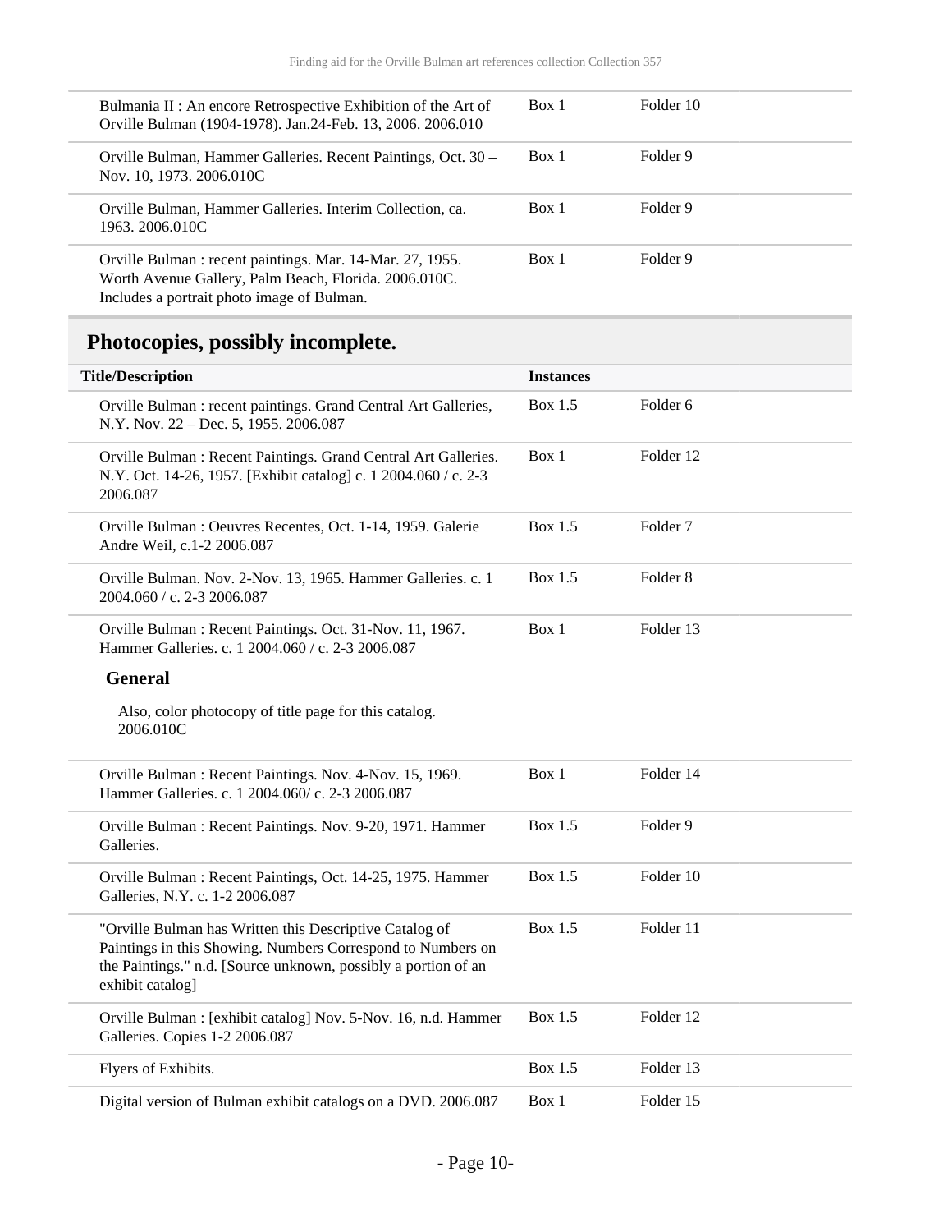| | | |
|---|---|---|
| Bulmania II : An encore Retrospective Exhibition of the Art of Orville Bulman (1904-1978). Jan.24-Feb. 13, 2006. 2006.010 | Box 1 | Folder 10 |
| Orville Bulman, Hammer Galleries. Recent Paintings, Oct. 30 – Nov. 10, 1973. 2006.010C | Box 1 | Folder 9 |
| Orville Bulman, Hammer Galleries. Interim Collection, ca. 1963. 2006.010C | Box 1 | Folder 9 |
| Orville Bulman : recent paintings. Mar. 14-Mar. 27, 1955. Worth Avenue Gallery, Palm Beach, Florida. 2006.010C. Includes a portrait photo image of Bulman. | Box 1 | Folder 9 |

## Photocopies, possibly incomplete.

| Title/Description | Instances | |
|---|---|---|
| Orville Bulman : recent paintings. Grand Central Art Galleries, N.Y. Nov. 22 – Dec. 5, 1955. 2006.087 | Box 1.5 | Folder 6 |
| Orville Bulman : Recent Paintings. Grand Central Art Galleries. N.Y. Oct. 14-26, 1957. [Exhibit catalog] c. 1 2004.060 / c. 2-3 2006.087 | Box 1 | Folder 12 |
| Orville Bulman : Oeuvres Recentes, Oct. 1-14, 1959. Galerie Andre Weil, c.1-2 2006.087 | Box 1.5 | Folder 7 |
| Orville Bulman. Nov. 2-Nov. 13, 1965. Hammer Galleries. c. 1 2004.060 / c. 2-3 2006.087 | Box 1.5 | Folder 8 |
| Orville Bulman : Recent Paintings. Oct. 31-Nov. 11, 1967. Hammer Galleries. c. 1 2004.060 / c. 2-3 2006.087 **General** Also, color photocopy of title page for this catalog. 2006.010C | Box 1 | Folder 13 |
| Orville Bulman : Recent Paintings. Nov. 4-Nov. 15, 1969. Hammer Galleries. c. 1 2004.060/ c. 2-3 2006.087 | Box 1 | Folder 14 |
| Orville Bulman : Recent Paintings. Nov. 9-20, 1971. Hammer Galleries. | Box 1.5 | Folder 9 |
| Orville Bulman : Recent Paintings, Oct. 14-25, 1975. Hammer Galleries, N.Y. c. 1-2 2006.087 | Box 1.5 | Folder 10 |
| "Orville Bulman has Written this Descriptive Catalog of Paintings in this Showing. Numbers Correspond to Numbers on the Paintings." n.d. [Source unknown, possibly a portion of an exhibit catalog] | Box 1.5 | Folder 11 |
| Orville Bulman : [exhibit catalog] Nov. 5-Nov. 16, n.d. Hammer Galleries. Copies 1-2 2006.087 | Box 1.5 | Folder 12 |
| Flyers of Exhibits. | Box 1.5 | Folder 13 |
| Digital version of Bulman exhibit catalogs on a DVD. 2006.087 | Box 1 | Folder 15 |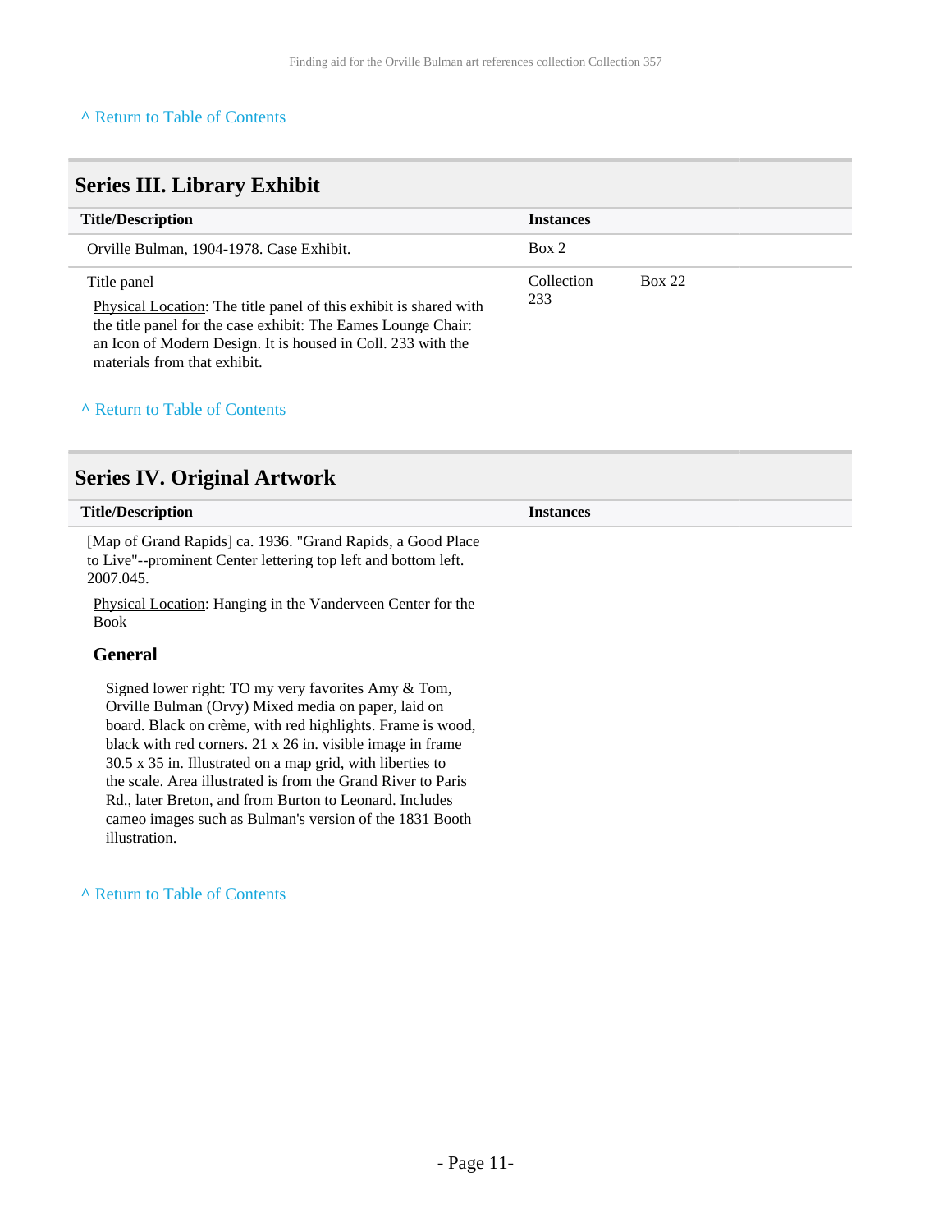^ Return to Table of Contents

## Series III. Library Exhibit

| Title/Description | Instances | |
| --- | --- | --- |
| Orville Bulman, 1904-1978. Case Exhibit. | Box 2 | |
| Title panel<br>Physical Location: The title panel of this exhibit is shared with the title panel for the case exhibit: The Eames Lounge Chair: an Icon of Modern Design. It is housed in Coll. 233 with the materials from that exhibit. | Collection 233 | Box 22 |

^ Return to Table of Contents

## Series IV. Original Artwork

| Title/Description | Instances |
| --- | --- |
| [Map of Grand Rapids] ca. 1936. "Grand Rapids, a Good Place to Live"--prominent Center lettering top left and bottom left. 2007.045. | |

Physical Location: Hanging in the Vanderveen Center for the Book

### General

Signed lower right: TO my very favorites Amy & Tom, Orville Bulman (Orvy) Mixed media on paper, laid on board. Black on crème, with red highlights. Frame is wood, black with red corners. 21 x 26 in. visible image in frame 30.5 x 35 in. Illustrated on a map grid, with liberties to the scale. Area illustrated is from the Grand River to Paris Rd., later Breton, and from Burton to Leonard. Includes cameo images such as Bulman's version of the 1831 Booth illustration.

^ Return to Table of Contents